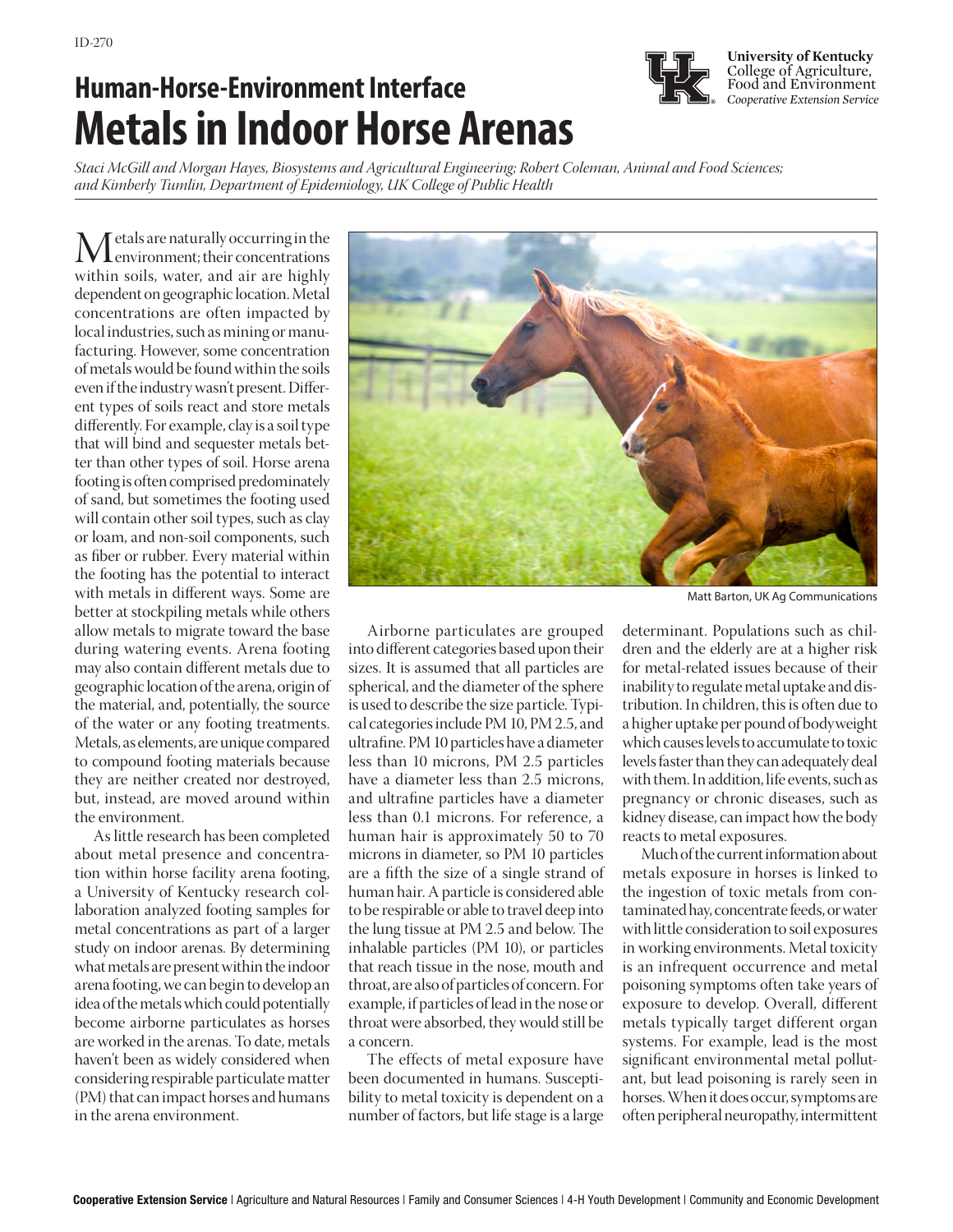ID-270

# Human-Horse-Environment Interface
# Metals in Indoor Horse Arenas

University of Kentucky
College of Agriculture, Food and Environment
*Cooperative Extension Service*

*Staci McGill and Morgan Hayes, Biosystems and Agricultural Engineering; Robert Coleman, Animal and Food Sciences; and Kimberly Tumlin, Department of Epidemiology, UK College of Public Health*

Metals are naturally occurring in the environment; their concentrations within soils, water, and air are highly dependent on geographic location. Metal concentrations are often impacted by local industries, such as mining or manufacturing. However, some concentration of metals would be found within the soils even if the industry wasn't present. Different types of soils react and store metals differently. For example, clay is a soil type that will bind and sequester metals better than other types of soil. Horse arena footing is often comprised predominately of sand, but sometimes the footing used will contain other soil types, such as clay or loam, and non-soil components, such as fiber or rubber. Every material within the footing has the potential to interact with metals in different ways. Some are better at stockpiling metals while others allow metals to migrate toward the base during watering events. Arena footing may also contain different metals due to geographic location of the arena, origin of the material, and, potentially, the source of the water or any footing treatments. Metals, as elements, are unique compared to compound footing materials because they are neither created nor destroyed, but, instead, are moved around within the environment.

As little research has been completed about metal presence and concentration within horse facility arena footing, a University of Kentucky research collaboration analyzed footing samples for metal concentrations as part of a larger study on indoor arenas. By determining what metals are present within the indoor arena footing, we can begin to develop an idea of the metals which could potentially become airborne particulates as horses are worked in the arenas. To date, metals haven't been as widely considered when considering respirable particulate matter (PM) that can impact horses and humans in the arena environment.

Matt Barton, UK Ag Communications

Airborne particulates are grouped into different categories based upon their sizes. It is assumed that all particles are spherical, and the diameter of the sphere is used to describe the size particle. Typical categories include PM 10, PM 2.5, and ultrafine. PM 10 particles have a diameter less than 10 microns, PM 2.5 particles have a diameter less than 2.5 microns, and ultrafine particles have a diameter less than 0.1 microns. For reference, a human hair is approximately 50 to 70 microns in diameter, so PM 10 particles are a fifth the size of a single strand of human hair. A particle is considered able to be respirable or able to travel deep into the lung tissue at PM 2.5 and below. The inhalable particles (PM 10), or particles that reach tissue in the nose, mouth and throat, are also of particles of concern. For example, if particles of lead in the nose or throat were absorbed, they would still be a concern.

The effects of metal exposure have been documented in humans. Susceptibility to metal toxicity is dependent on a number of factors, but life stage is a large determinant. Populations such as children and the elderly are at a higher risk for metal-related issues because of their inability to regulate metal uptake and distribution. In children, this is often due to a higher uptake per pound of bodyweight which causes levels to accumulate to toxic levels faster than they can adequately deal with them. In addition, life events, such as pregnancy or chronic diseases, such as kidney disease, can impact how the body reacts to metal exposures.

Much of the current information about metals exposure in horses is linked to the ingestion of toxic metals from contaminated hay, concentrate feeds, or water with little consideration to soil exposures in working environments. Metal toxicity is an infrequent occurrence and metal poisoning symptoms often take years of exposure to develop. Overall, different metals typically target different organ systems. For example, lead is the most significant environmental metal pollutant, but lead poisoning is rarely seen in horses. When it does occur, symptoms are often peripheral neuropathy, intermittent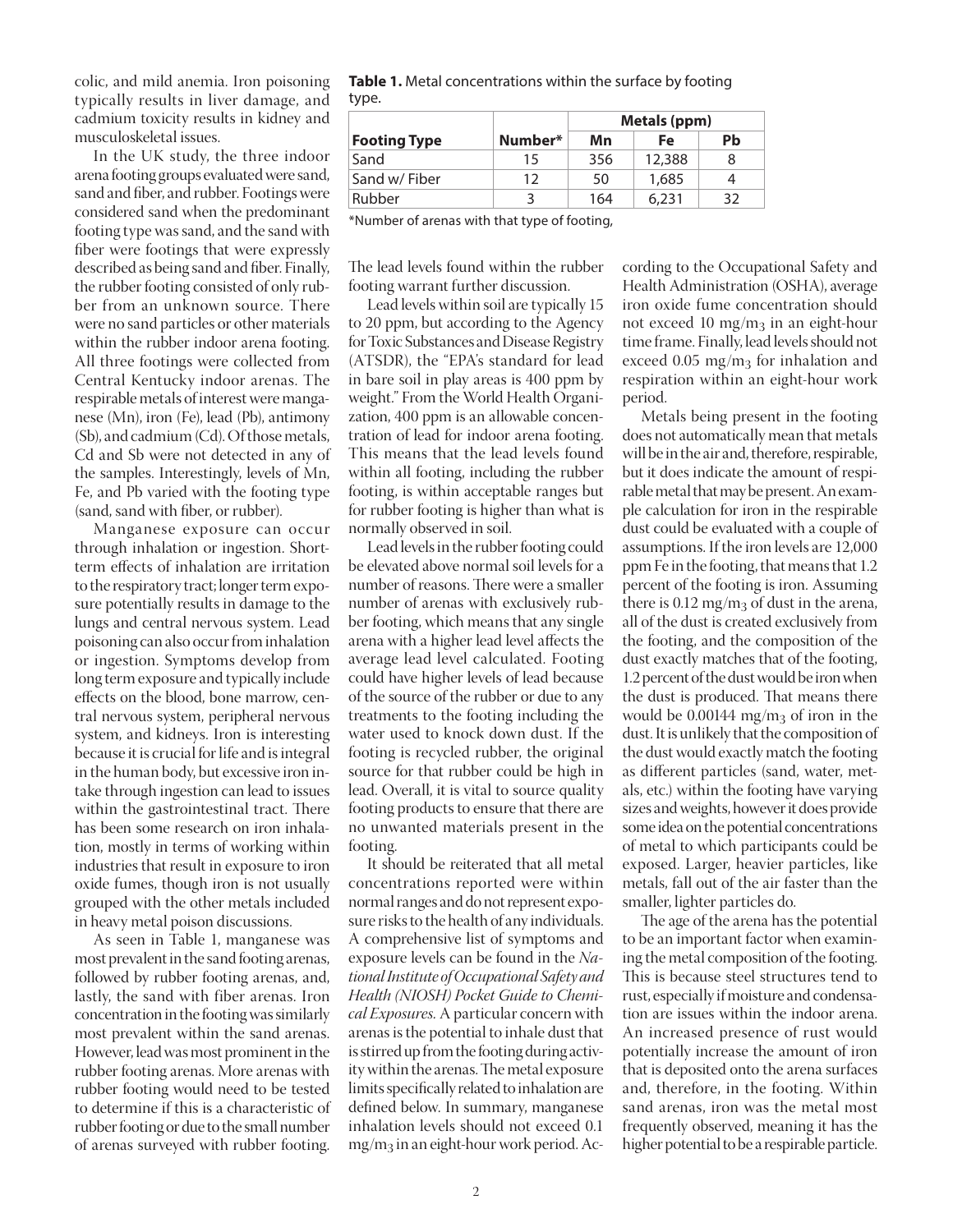colic, and mild anemia. Iron poisoning typically results in liver damage, and cadmium toxicity results in kidney and musculoskeletal issues.

In the UK study, the three indoor arena footing groups evaluated were sand, sand and fiber, and rubber. Footings were considered sand when the predominant footing type was sand, and the sand with fiber were footings that were expressly described as being sand and fiber. Finally, the rubber footing consisted of only rubber from an unknown source. There were no sand particles or other materials within the rubber indoor arena footing. All three footings were collected from Central Kentucky indoor arenas. The respirable metals of interest were manganese (Mn), iron (Fe), lead (Pb), antimony (Sb), and cadmium (Cd). Of those metals, Cd and Sb were not detected in any of the samples. Interestingly, levels of Mn, Fe, and Pb varied with the footing type (sand, sand with fiber, or rubber).

Manganese exposure can occur through inhalation or ingestion. Short-term effects of inhalation are irritation to the respiratory tract; longer term exposure potentially results in damage to the lungs and central nervous system. Lead poisoning can also occur from inhalation or ingestion. Symptoms develop from long term exposure and typically include effects on the blood, bone marrow, central nervous system, peripheral nervous system, and kidneys. Iron is interesting because it is crucial for life and is integral in the human body, but excessive iron intake through ingestion can lead to issues within the gastrointestinal tract. There has been some research on iron inhalation, mostly in terms of working within industries that result in exposure to iron oxide fumes, though iron is not usually grouped with the other metals included in heavy metal poison discussions.

As seen in Table 1, manganese was most prevalent in the sand footing arenas, followed by rubber footing arenas, and, lastly, the sand with fiber arenas. Iron concentration in the footing was similarly most prevalent within the sand arenas. However, lead was most prominent in the rubber footing arenas. More arenas with rubber footing would need to be tested to determine if this is a characteristic of rubber footing or due to the small number of arenas surveyed with rubber footing.

**Table 1.** Metal concentrations within the surface by footing type.

| Footing Type | Number* | Metals (ppm) | | |
|---|---|---|---|---|
| | | Mn | Fe | Pb |
| Sand | 15 | 356 | 12,388 | 8 |
| Sand w/ Fiber | 12 | 50 | 1,685 | 4 |
| Rubber | 3 | 164 | 6,231 | 32 |

*Number of arenas with that type of footing,

The lead levels found within the rubber footing warrant further discussion.

Lead levels within soil are typically 15 to 20 ppm, but according to the Agency for Toxic Substances and Disease Registry (ATSDR), the "EPA's standard for lead in bare soil in play areas is 400 ppm by weight." From the World Health Organization, 400 ppm is an allowable concentration of lead for indoor arena footing. This means that the lead levels found within all footing, including the rubber footing, is within acceptable ranges but for rubber footing is higher than what is normally observed in soil.

Lead levels in the rubber footing could be elevated above normal soil levels for a number of reasons. There were a smaller number of arenas with exclusively rubber footing, which means that any single arena with a higher lead level affects the average lead level calculated. Footing could have higher levels of lead because of the source of the rubber or due to any treatments to the footing including the water used to knock down dust. If the footing is recycled rubber, the original source for that rubber could be high in lead. Overall, it is vital to source quality footing products to ensure that there are no unwanted materials present in the footing.

It should be reiterated that all metal concentrations reported were within normal ranges and do not represent exposure risks to the health of any individuals. A comprehensive list of symptoms and exposure levels can be found in the *National Institute of Occupational Safety and Health (NIOSH) Pocket Guide to Chemical Exposures*. A particular concern with arenas is the potential to inhale dust that is stirred up from the footing during activity within the arenas. The metal exposure limits specifically related to inhalation are defined below. In summary, manganese inhalation levels should not exceed 0.1 $mg/m_3$ in an eight-hour work period. According to the Occupational Safety and Health Administration (OSHA), average iron oxide fume concentration should not exceed 10 $mg/m_3$ in an eight-hour time frame. Finally, lead levels should not exceed 0.05 $mg/m_3$ for inhalation and respiration within an eight-hour work period.

Metals being present in the footing does not automatically mean that metals will be in the air and, therefore, respirable, but it does indicate the amount of respirable metal that may be present. An example calculation for iron in the respirable dust could be evaluated with a couple of assumptions. If the iron levels are 12,000 ppm Fe in the footing, that means that 1.2 percent of the footing is iron. Assuming there is 0.12 $mg/m_3$ of dust in the arena, all of the dust is created exclusively from the footing, and the composition of the dust exactly matches that of the footing, 1.2 percent of the dust would be iron when the dust is produced. That means there would be 0.00144 $mg/m_3$ of iron in the dust. It is unlikely that the composition of the dust would exactly match the footing as different particles (sand, water, metals, etc.) within the footing have varying sizes and weights, however it does provide some idea on the potential concentrations of metal to which participants could be exposed. Larger, heavier particles, like metals, fall out of the air faster than the smaller, lighter particles do.

The age of the arena has the potential to be an important factor when examining the metal composition of the footing. This is because steel structures tend to rust, especially if moisture and condensation are issues within the indoor arena. An increased presence of rust would potentially increase the amount of iron that is deposited onto the arena surfaces and, therefore, in the footing. Within sand arenas, iron was the metal most frequently observed, meaning it has the higher potential to be a respirable particle.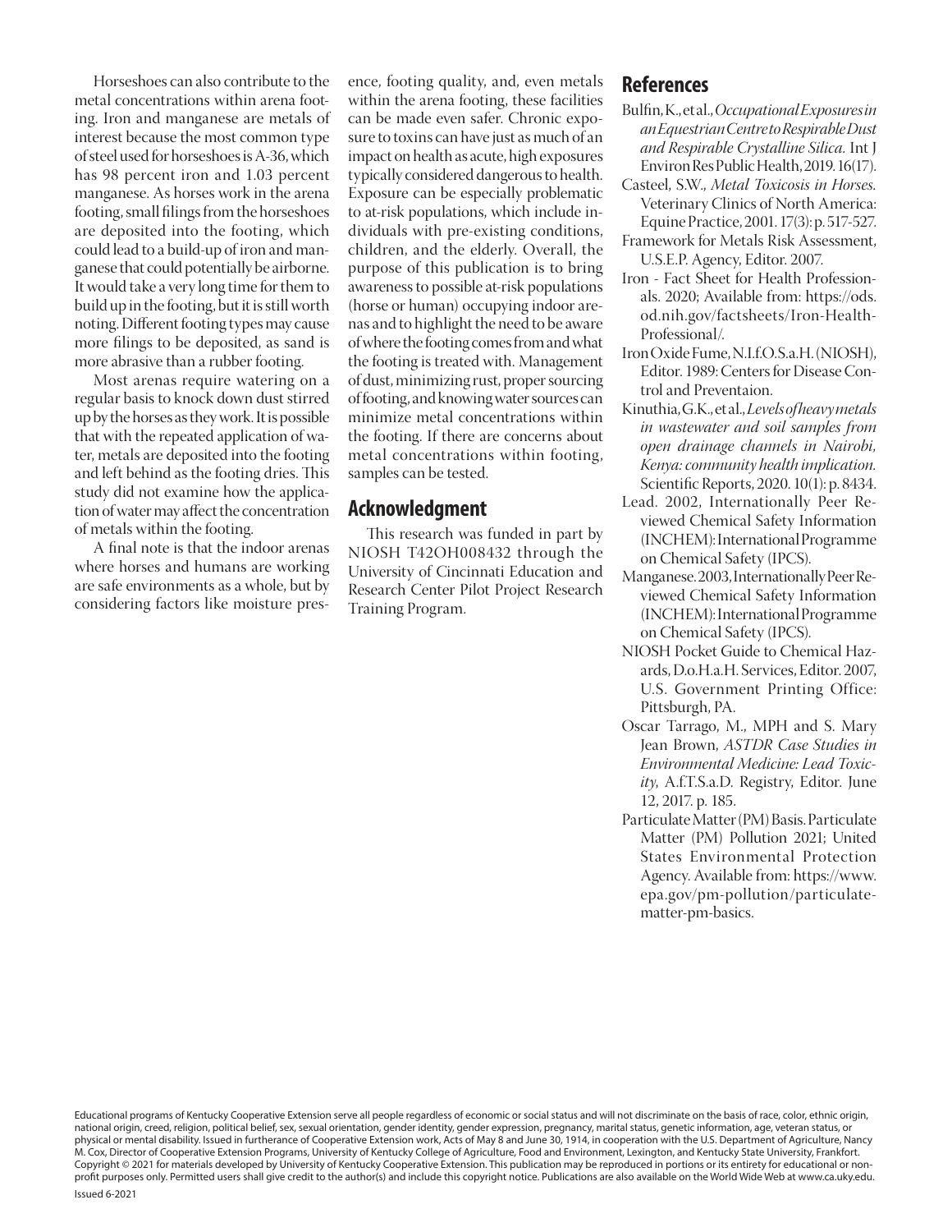Horseshoes can also contribute to the metal concentrations within arena footing. Iron and manganese are metals of interest because the most common type of steel used for horseshoes is A-36, which has 98 percent iron and 1.03 percent manganese. As horses work in the arena footing, small filings from the horseshoes are deposited into the footing, which could lead to a build-up of iron and manganese that could potentially be airborne. It would take a very long time for them to build up in the footing, but it is still worth noting. Different footing types may cause more filings to be deposited, as sand is more abrasive than a rubber footing.

Most arenas require watering on a regular basis to knock down dust stirred up by the horses as they work. It is possible that with the repeated application of water, metals are deposited into the footing and left behind as the footing dries. This study did not examine how the application of water may affect the concentration of metals within the footing.

A final note is that the indoor arenas where horses and humans are working are safe environments as a whole, but by considering factors like moisture presence, footing quality, and, even metals within the arena footing, these facilities can be made even safer. Chronic exposure to toxins can have just as much of an impact on health as acute, high exposures typically considered dangerous to health. Exposure can be especially problematic to at-risk populations, which include individuals with pre-existing conditions, children, and the elderly. Overall, the purpose of this publication is to bring awareness to possible at-risk populations (horse or human) occupying indoor arenas and to highlight the need to be aware of where the footing comes from and what the footing is treated with. Management of dust, minimizing rust, proper sourcing of footing, and knowing water sources can minimize metal concentrations within the footing. If there are concerns about metal concentrations within footing, samples can be tested.

## Acknowledgment

This research was funded in part by NIOSH T42OH008432 through the University of Cincinnati Education and Research Center Pilot Project Research Training Program.

## References

Bulfin, K., et al., *Occupational Exposures in an Equestrian Centre to Respirable Dust and Respirable Crystalline Silica.* Int J Environ Res Public Health, 2019. 16(17).

Casteel, S.W., *Metal Toxicosis in Horses.* Veterinary Clinics of North America: Equine Practice, 2001. 17(3): p. 517-527.

Framework for Metals Risk Assessment, U.S.E.P. Agency, Editor. 2007.

Iron - Fact Sheet for Health Professionals. 2020; Available from: https://ods.od.nih.gov/factsheets/Iron-Health-Professional/.

Iron Oxide Fume, N.I.f.O.S.a.H. (NIOSH), Editor. 1989: Centers for Disease Control and Preventaion.

Kinuthia, G.K., et al., *Levels of heavy metals in wastewater and soil samples from open drainage channels in Nairobi, Kenya: community health implication.* Scientific Reports, 2020. 10(1): p. 8434.

Lead. 2002, Internationally Peer Reviewed Chemical Safety Information (INCHEM): International Programme on Chemical Safety (IPCS).

Manganese. 2003, Internationally Peer Reviewed Chemical Safety Information (INCHEM): International Programme on Chemical Safety (IPCS).

NIOSH Pocket Guide to Chemical Hazards, D.o.H.a.H. Services, Editor. 2007, U.S. Government Printing Office: Pittsburgh, PA.

Oscar Tarrago, M., MPH and S. Mary Jean Brown, *ASTDR Case Studies in Environmental Medicine: Lead Toxicity*, A.f.T.S.a.D. Registry, Editor. June 12, 2017. p. 185.

Particulate Matter (PM) Basis. Particulate Matter (PM) Pollution 2021; United States Environmental Protection Agency. Available from: https://www.epa.gov/pm-pollution/particulate-matter-pm-basics.

Educational programs of Kentucky Cooperative Extension serve all people regardless of economic or social status and will not discriminate on the basis of race, color, ethnic origin, national origin, creed, religion, political belief, sex, sexual orientation, gender identity, gender expression, pregnancy, marital status, genetic information, age, veteran status, or physical or mental disability. Issued in furtherance of Cooperative Extension work, Acts of May 8 and June 30, 1914, in cooperation with the U.S. Department of Agriculture, Nancy M. Cox, Director of Cooperative Extension Programs, University of Kentucky College of Agriculture, Food and Environment, Lexington, and Kentucky State University, Frankfort. Copyright © 2021 for materials developed by University of Kentucky Cooperative Extension. This publication may be reproduced in portions or its entirety for educational or nonprofit purposes only. Permitted users shall give credit to the author(s) and include this copyright notice. Publications are also available on the World Wide Web at www.ca.uky.edu.

Issued 6-2021